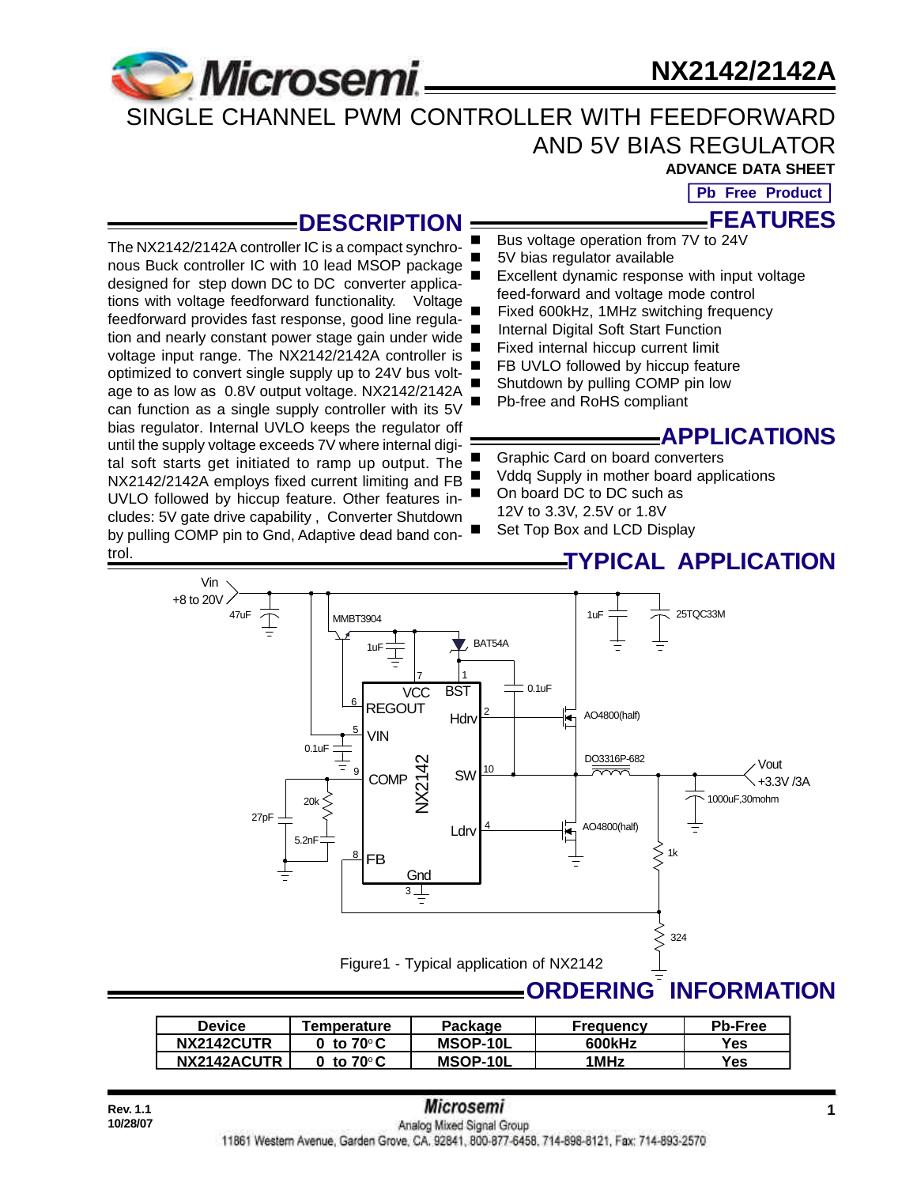# NX2142/2142A

# SINGLE CHANNEL PWM CONTROLLER WITH FEEDFORWARD AND 5V BIAS REGULATOR

**ADVANCE DATA SHEET**

**Pb Free Product**

## DESCRIPTION

The NX2142/2142A controller IC is a compact synchronous Buck controller IC with 10 lead MSOP package designed for step down DC to DC converter applications with voltage feedforward functionality. Voltage feedforward provides fast response, good line regulation and nearly constant power stage gain under wide voltage input range. The NX2142/2142A controller is optimized to convert single supply up to 24V bus voltage to as low as 0.8V output voltage. NX2142/2142A can function as a single supply controller with its 5V bias regulator. Internal UVLO keeps the regulator off until the supply voltage exceeds 7V where internal digital soft starts get initiated to ramp up output. The NX2142/2142A employs fixed current limiting and FB UVLO followed by hiccup feature. Other features includes: 5V gate drive capability , Converter Shutdown by pulling COMP pin to Gnd, Adaptive dead band control.

## FEATURES

- Bus voltage operation from 7V to 24V
- 5V bias regulator available
- Excellent dynamic response with input voltage feed-forward and voltage mode control
- Fixed 600kHz, 1MHz switching frequency
- Internal Digital Soft Start Function
- Fixed internal hiccup current limit
- FB UVLO followed by hiccup feature
- Shutdown by pulling COMP pin low
- Pb-free and RoHS compliant

## APPLICATIONS

- Graphic Card on board converters
- Vddq Supply in mother board applications
- On board DC to DC such as 12V to 3.3V, 2.5V or 1.8V
- Set Top Box and LCD Display

## TYPICAL APPLICATION

Figure1 - Typical application of NX2142

## ORDERING INFORMATION

| Device | Temperature | Package | Frequency | Pb-Free |
|---|---|---|---|---|
| NX2142CUTR | 0 to 70°C | MSOP-10L | 600kHz | Yes |
| NX2142ACUTR | 0 to 70°C | MSOP-10L | 1MHz | Yes |

Rev. 1.1
10/28/07

Microsemi
Analog Mixed Signal Group
11861 Western Avenue, Garden Grove, CA. 92841, 800-877-6458, 714-898-8121, Fax: 714-893-2570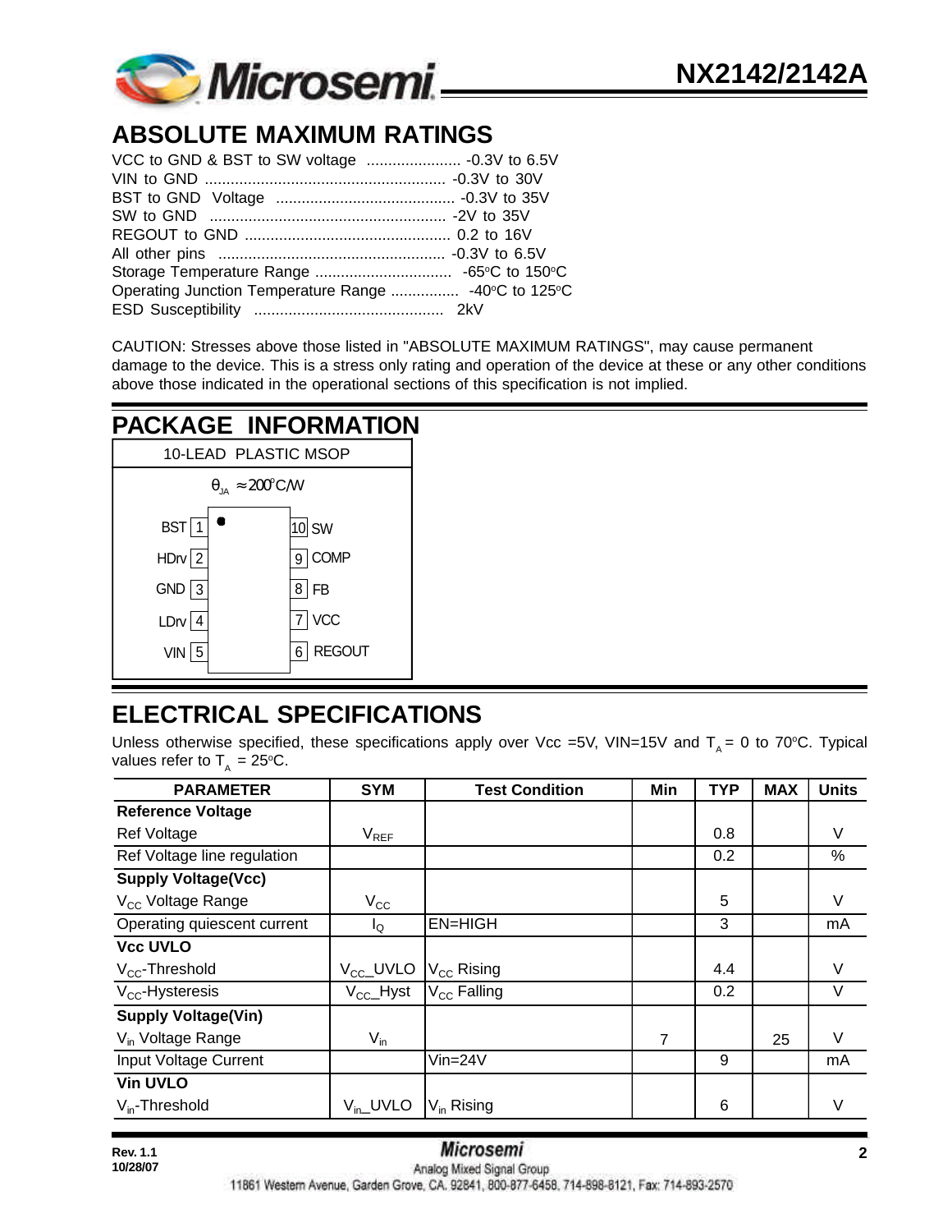## ABSOLUTE MAXIMUM RATINGS

VCC to GND & BST to SW voltage ...................... -0.3V to 6.5V
VIN to GND ........................................................ -0.3V to 30V
BST to GND Voltage .......................................... -0.3V to 35V
SW to GND ....................................................... -2V to 35V
REGOUT to GND ................................................ 0.2 to 16V
All other pins ..................................................... -0.3V to 6.5V
Storage Temperature Range ................................ -65°C to 150°C
Operating Junction Temperature Range ................ -40°C to 125°C
ESD Susceptibility ............................................ 2kV

CAUTION: Stresses above those listed in "ABSOLUTE MAXIMUM RATINGS", may cause permanent damage to the device. This is a stress only rating and operation of the device at these or any other conditions above those indicated in the operational sections of this specification is not implied.

## PACKAGE INFORMATION

10-LEAD PLASTIC MSOP

$\theta_{JA} \approx 200°C/W$

| Pin | Name | Pin | Name |
|---|---|---|---|
| 1 | BST | 10 | SW |
| 2 | HDrv | 9 | COMP |
| 3 | GND | 8 | FB |
| 4 | LDrv | 7 | VCC |
| 5 | VIN | 6 | REGOUT |

## ELECTRICAL SPECIFICATIONS

Unless otherwise specified, these specifications apply over Vcc =5V, VIN=15V and $T_A$ = 0 to 70°C. Typical values refer to $T_A$ = 25°C.

| PARAMETER | SYM | Test Condition | Min | TYP | MAX | Units |
|---|---|---|---|---|---|---|
| **Reference Voltage** | | | | | | |
| Ref Voltage | $V_{REF}$ | | | 0.8 | | V |
| Ref Voltage line regulation | | | | 0.2 | | % |
| **Supply Voltage(Vcc)** | | | | | | |
| $V_{CC}$ Voltage Range | $V_{CC}$ | | | 5 | | V |
| Operating quiescent current | $I_Q$ | EN=HIGH | | 3 | | mA |
| **Vcc UVLO** | | | | | | |
| $V_{CC}$-Threshold | $V_{CC}$_UVLO | $V_{CC}$ Rising | | 4.4 | | V |
| $V_{CC}$-Hysteresis | $V_{CC}$_Hyst | $V_{CC}$ Falling | | 0.2 | | V |
| **Supply Voltage(Vin)** | | | | | | |
| $V_{in}$ Voltage Range | $V_{in}$ | | 7 | | 25 | V |
| Input Voltage Current | | Vin=24V | | 9 | | mA |
| **Vin UVLO** | | | | | | |
| $V_{in}$-Threshold | $V_{in}$_UVLO | $V_{in}$ Rising | | 6 | | V |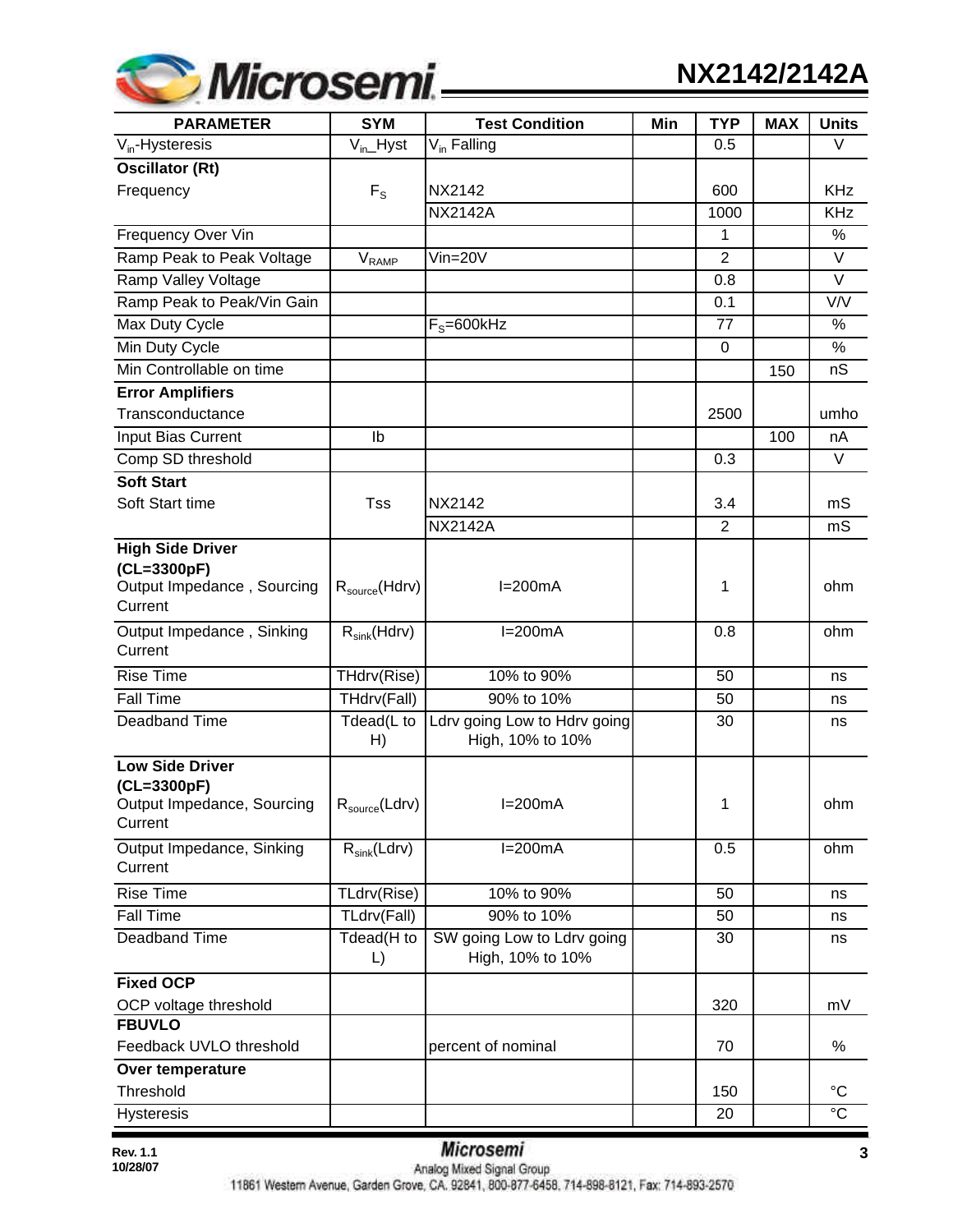| PARAMETER | SYM | Test Condition | Min | TYP | MAX | Units |
|---|---|---|---|---|---|---|
| $V_{in}$-Hysteresis | $V_{in}$_Hyst | $V_{in}$ Falling | | 0.5 | | V |
| **Oscillator (Rt)** | | | | | | |
| Frequency | $F_S$ | NX2142 | | 600 | | KHz |
| | | NX2142A | | 1000 | | KHz |
| Frequency Over Vin | | | | 1 | | % |
| Ramp Peak to Peak Voltage | $V_{RAMP}$ | Vin=20V | | 2 | | V |
| Ramp Valley Voltage | | | | 0.8 | | V |
| Ramp Peak to Peak/Vin Gain | | | | 0.1 | | V/V |
| Max Duty Cycle | | $F_S$=600kHz | | 77 | | % |
| Min Duty Cycle | | | | 0 | | % |
| Min Controllable on time | | | | | 150 | nS |
| **Error Amplifiers** | | | | | | |
| Transconductance | | | | 2500 | | umho |
| Input Bias Current | Ib | | | | 100 | nA |
| Comp SD threshold | | | | 0.3 | | V |
| **Soft Start** | | | | | | |
| Soft Start time | Tss | NX2142 | | 3.4 | | mS |
| | | NX2142A | | 2 | | mS |
| **High Side Driver (CL=3300pF)** | | | | | | |
| Output Impedance , Sourcing Current | $R_{source}$(Hdrv) | I=200mA | | 1 | | ohm |
| Output Impedance , Sinking Current | $R_{sink}$(Hdrv) | I=200mA | | 0.8 | | ohm |
| Rise Time | THdrv(Rise) | 10% to 90% | | 50 | | ns |
| Fall Time | THdrv(Fall) | 90% to 10% | | 50 | | ns |
| Deadband Time | Tdead(L to H) | Ldrv going Low to Hdrv going High, 10% to 10% | | 30 | | ns |
| **Low Side Driver (CL=3300pF)** | | | | | | |
| Output Impedance, Sourcing Current | $R_{source}$(Ldrv) | I=200mA | | 1 | | ohm |
| Output Impedance, Sinking Current | $R_{sink}$(Ldrv) | I=200mA | | 0.5 | | ohm |
| Rise Time | TLdrv(Rise) | 10% to 90% | | 50 | | ns |
| Fall Time | TLdrv(Fall) | 90% to 10% | | 50 | | ns |
| Deadband Time | Tdead(H to L) | SW going Low to Ldrv going High, 10% to 10% | | 30 | | ns |
| **Fixed OCP** | | | | | | |
| OCP voltage threshold | | | | 320 | | mV |
| **FBUVLO** | | | | | | |
| Feedback UVLO threshold | | percent of nominal | | 70 | | % |
| **Over temperature** | | | | | | |
| Threshold | | | | 150 | | °C |
| Hysteresis | | | | 20 | | °C |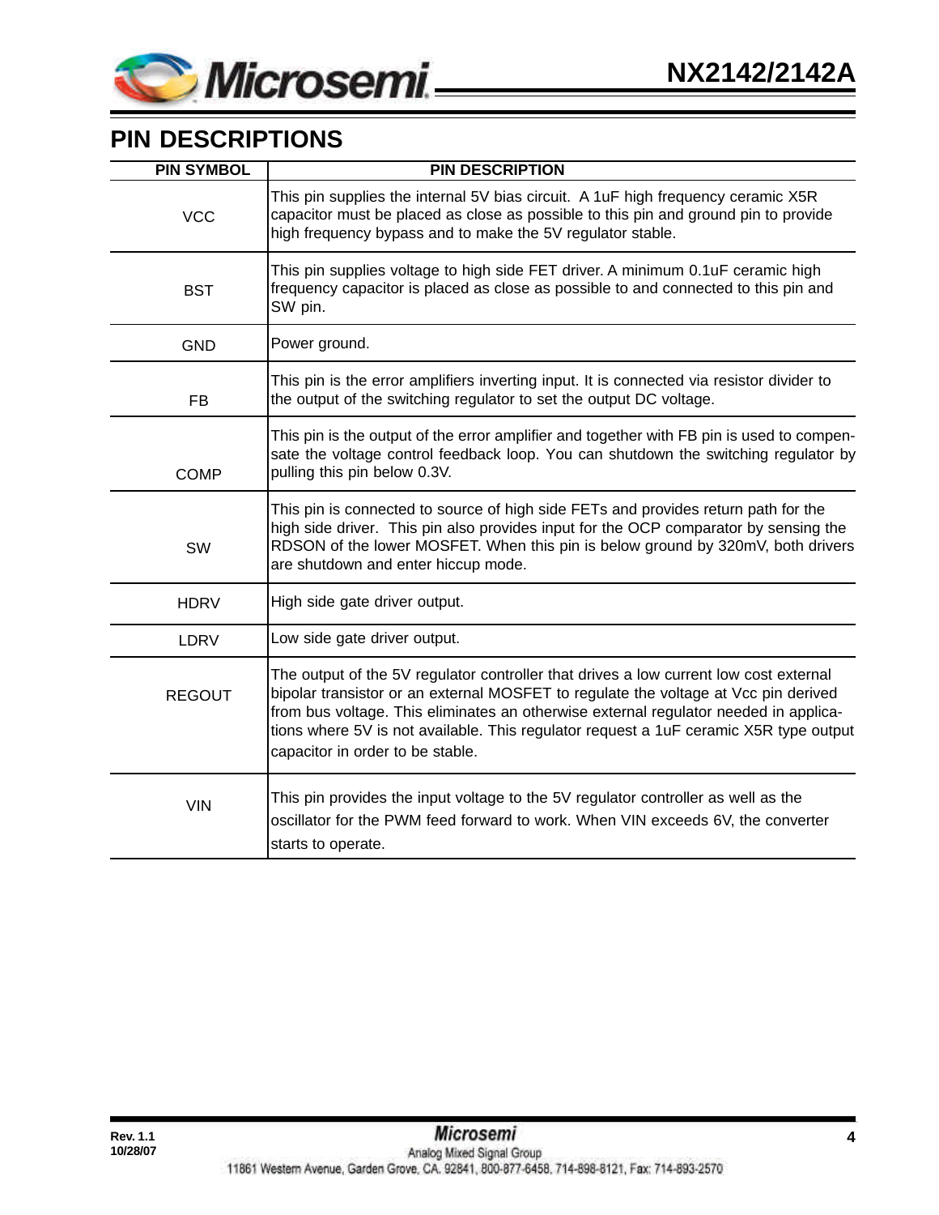## PIN DESCRIPTIONS

| PIN SYMBOL | PIN DESCRIPTION |
|---|---|
| VCC | This pin supplies the internal 5V bias circuit. A 1uF high frequency ceramic X5R capacitor must be placed as close as possible to this pin and ground pin to provide high frequency bypass and to make the 5V regulator stable. |
| BST | This pin supplies voltage to high side FET driver. A minimum 0.1uF ceramic high frequency capacitor is placed as close as possible to and connected to this pin and SW pin. |
| GND | Power ground. |
| FB | This pin is the error amplifiers inverting input. It is connected via resistor divider to the output of the switching regulator to set the output DC voltage. |
| COMP | This pin is the output of the error amplifier and together with FB pin is used to compensate the voltage control feedback loop. You can shutdown the switching regulator by pulling this pin below 0.3V. |
| SW | This pin is connected to source of high side FETs and provides return path for the high side driver. This pin also provides input for the OCP comparator by sensing the RDSON of the lower MOSFET. When this pin is below ground by 320mV, both drivers are shutdown and enter hiccup mode. |
| HDRV | High side gate driver output. |
| LDRV | Low side gate driver output. |
| REGOUT | The output of the 5V regulator controller that drives a low current low cost external bipolar transistor or an external MOSFET to regulate the voltage at Vcc pin derived from bus voltage. This eliminates an otherwise external regulator needed in applications where 5V is not available. This regulator request a 1uF ceramic X5R type output capacitor in order to be stable. |
| VIN | This pin provides the input voltage to the 5V regulator controller as well as the oscillator for the PWM feed forward to work. When VIN exceeds 6V, the converter starts to operate. |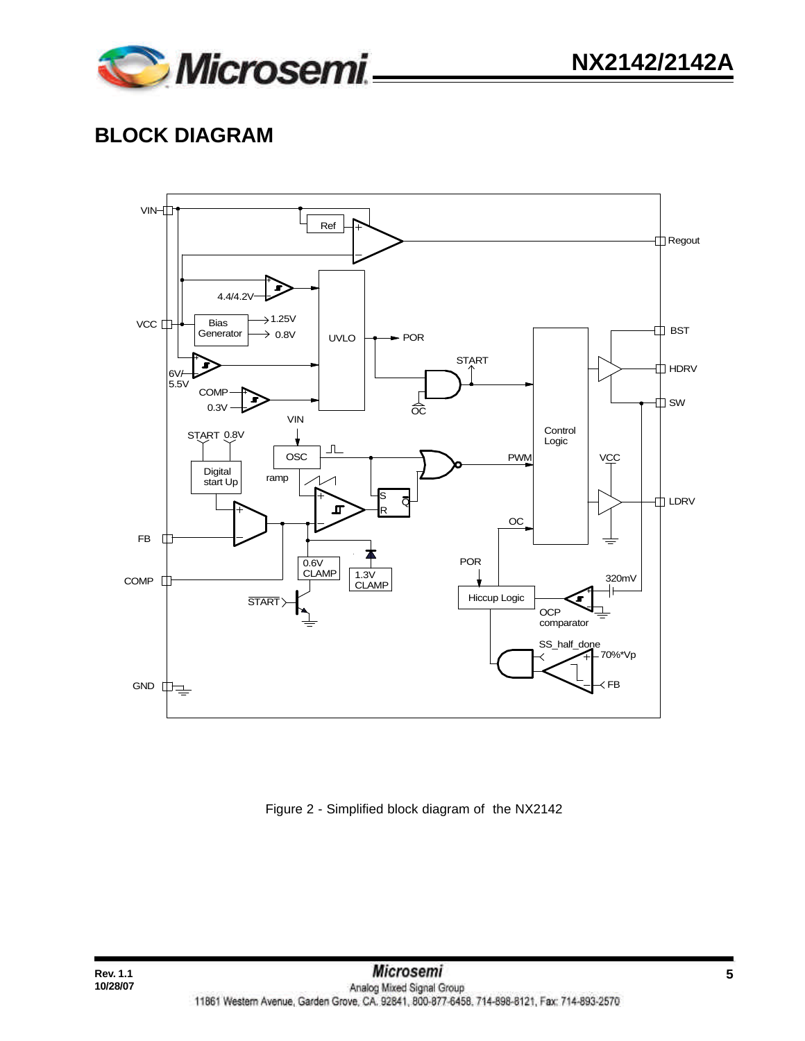## BLOCK DIAGRAM

Figure 2 - Simplified block diagram of the NX2142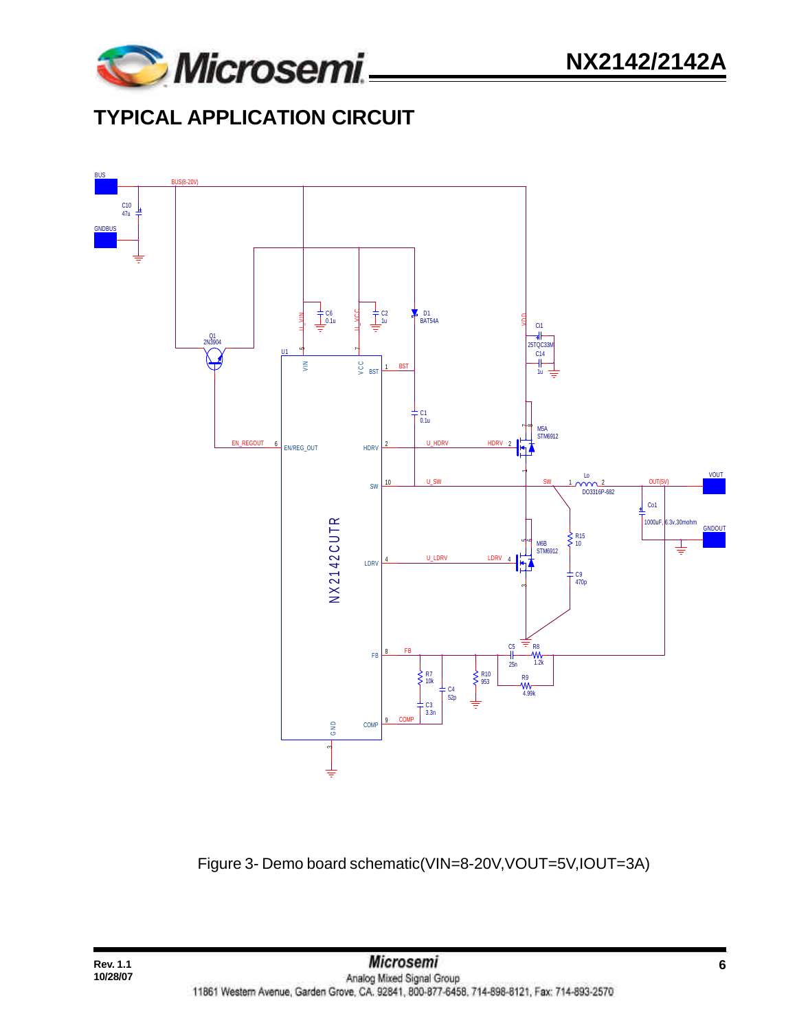# TYPICAL APPLICATION CIRCUIT

Figure 3- Demo board schematic(VIN=8-20V,VOUT=5V,IOUT=3A)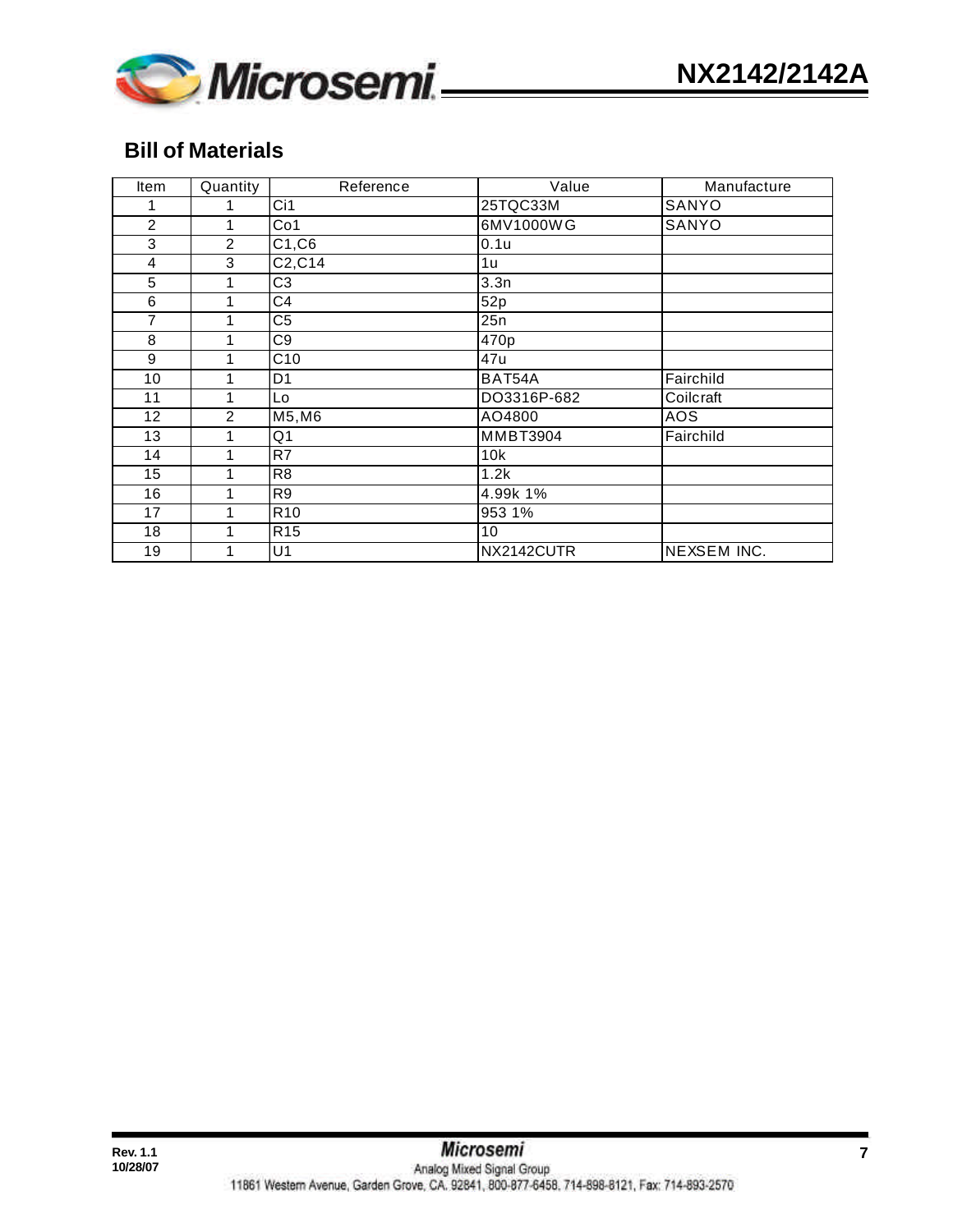## Bill of Materials

| Item | Quantity | Reference | Value | Manufacture |
|---|---|---|---|---|
| 1 | 1 | Ci1 | 25TQC33M | SANYO |
| 2 | 1 | Co1 | 6MV1000WG | SANYO |
| 3 | 2 | C1,C6 | 0.1u | |
| 4 | 3 | C2,C14 | 1u | |
| 5 | 1 | C3 | 3.3n | |
| 6 | 1 | C4 | 52p | |
| 7 | 1 | C5 | 25n | |
| 8 | 1 | C9 | 470p | |
| 9 | 1 | C10 | 47u | |
| 10 | 1 | D1 | BAT54A | Fairchild |
| 11 | 1 | Lo | DO3316P-682 | Coilcraft |
| 12 | 2 | M5,M6 | AO4800 | AOS |
| 13 | 1 | Q1 | MMBT3904 | Fairchild |
| 14 | 1 | R7 | 10k | |
| 15 | 1 | R8 | 1.2k | |
| 16 | 1 | R9 | 4.99k 1% | |
| 17 | 1 | R10 | 953 1% | |
| 18 | 1 | R15 | 10 | |
| 19 | 1 | U1 | NX2142CUTR | NEXSEM INC. |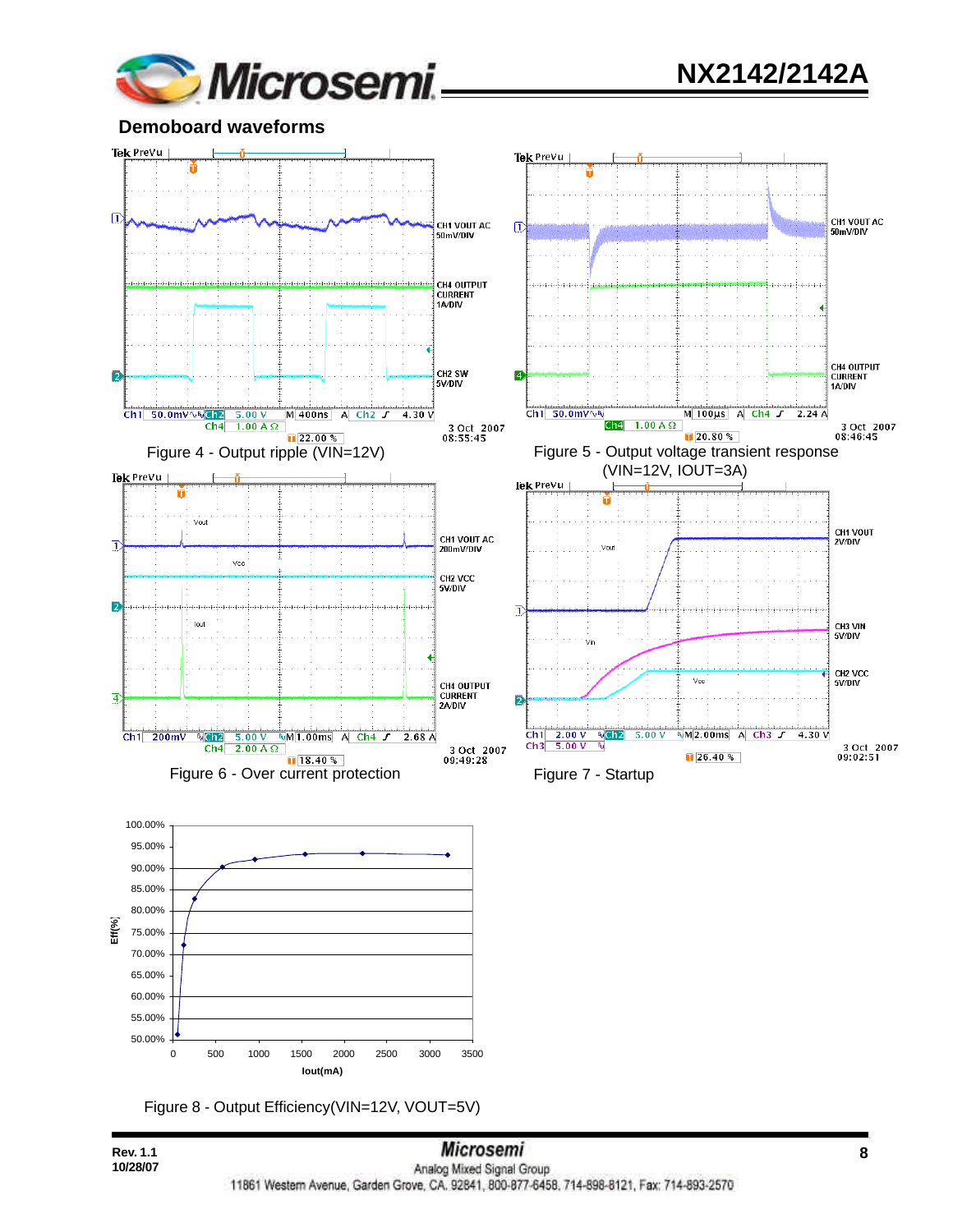## Demoboard waveforms

Figure 4 - Output ripple (VIN=12V)

Figure 5 - Output voltage transient response (VIN=12V, IOUT=3A)

Figure 6 - Over current protection

Figure 7 - Startup

Figure 8 - Output Efficiency(VIN=12V, VOUT=5V)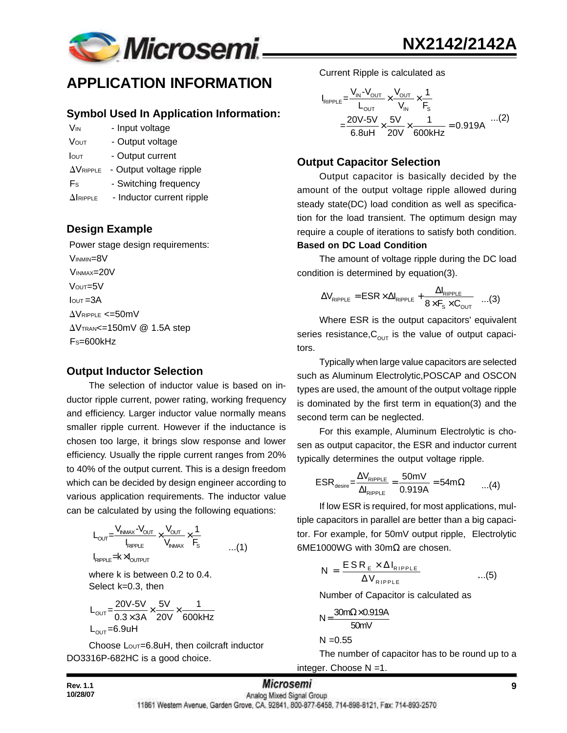## APPLICATION INFORMATION

### Symbol Used In Application Information:

$V_{IN}$ - Input voltage

$V_{OUT}$ - Output voltage

$I_{OUT}$ - Output current

$\Delta V_{RIPPLE}$ - Output voltage ripple

$F_S$ - Switching frequency

$\Delta I_{RIPPLE}$ - Inductor current ripple

### Design Example

Power stage design requirements:

$V_{INMIN}$=8V

$V_{INMAX}$=20V

$V_{OUT}$=5V

$I_{OUT}$=3A

$\Delta V_{RIPPLE}$ <=50mV

$\Delta V_{TRAN}$<=150mV @ 1.5A step

$F_S$=600kHz

### Output Inductor Selection

The selection of inductor value is based on inductor ripple current, power rating, working frequency and efficiency. Larger inductor value normally means smaller ripple current. However if the inductance is chosen too large, it brings slow response and lower efficiency. Usually the ripple current ranges from 20% to 40% of the output current. This is a design freedom which can be decided by design engineer according to various application requirements. The inductor value can be calculated by using the following equations:

$$L_{OUT} = \frac{V_{INMAX} - V_{OUT}}{I_{RIPPLE}} \times \frac{V_{OUT}}{V_{INMAX}} \times \frac{1}{F_S} \quad ...(1)$$

$$I_{RIPPLE} = k \times I_{OUTPUT}$$

where k is between 0.2 to 0.4.
Select k=0.3, then

$$L_{OUT} = \frac{20V-5V}{0.3 \times 3A} \times \frac{5V}{20V} \times \frac{1}{600kHz}$$

$$L_{OUT} = 6.9uH$$

Choose $L_{OUT}$=6.8uH, then coilcraft inductor DO3316P-682HC is a good choice.

Current Ripple is calculated as

$$I_{RIPPLE} = \frac{V_{IN} - V_{OUT}}{L_{OUT}} \times \frac{V_{OUT}}{V_{IN}} \times \frac{1}{F_S} = \frac{20V-5V}{6.8uH} \times \frac{5V}{20V} \times \frac{1}{600kHz} = 0.919A \quad ...(2)$$

### Output Capacitor Selection

Output capacitor is basically decided by the amount of the output voltage ripple allowed during steady state(DC) load condition as well as specification for the load transient. The optimum design may require a couple of iterations to satisfy both condition.

**Based on DC Load Condition**

The amount of voltage ripple during the DC load condition is determined by equation(3).

$$\Delta V_{RIPPLE} = ESR \times \Delta I_{RIPPLE} + \frac{\Delta I_{RIPPLE}}{8 \times F_S \times C_{OUT}} \quad ...(3)$$

Where ESR is the output capacitors' equivalent series resistance, $C_{OUT}$ is the value of output capacitors.

Typically when large value capacitors are selected such as Aluminum Electrolytic,POSCAP and OSCON types are used, the amount of the output voltage ripple is dominated by the first term in equation(3) and the second term can be neglected.

For this example, Aluminum Electrolytic is chosen as output capacitor, the ESR and inductor current typically determines the output voltage ripple.

$$ESR_{desire} = \frac{\Delta V_{RIPPLE}}{\Delta I_{RIPPLE}} = \frac{50mV}{0.919A} = 54m\Omega \quad ...(4)$$

If low ESR is required, for most applications, multiple capacitors in parallel are better than a big capacitor. For example, for 50mV output ripple, Electrolytic 6ME1000WG with 30mΩ are chosen.

$$N = \frac{ESR_E \times \Delta I_{RIPPLE}}{\Delta V_{RIPPLE}} \quad ...(5)$$

Number of Capacitor is calculated as

$$N = \frac{30m\Omega \times 0.919A}{50mV}$$

N =0.55

The number of capacitor has to be round up to a integer. Choose N =1.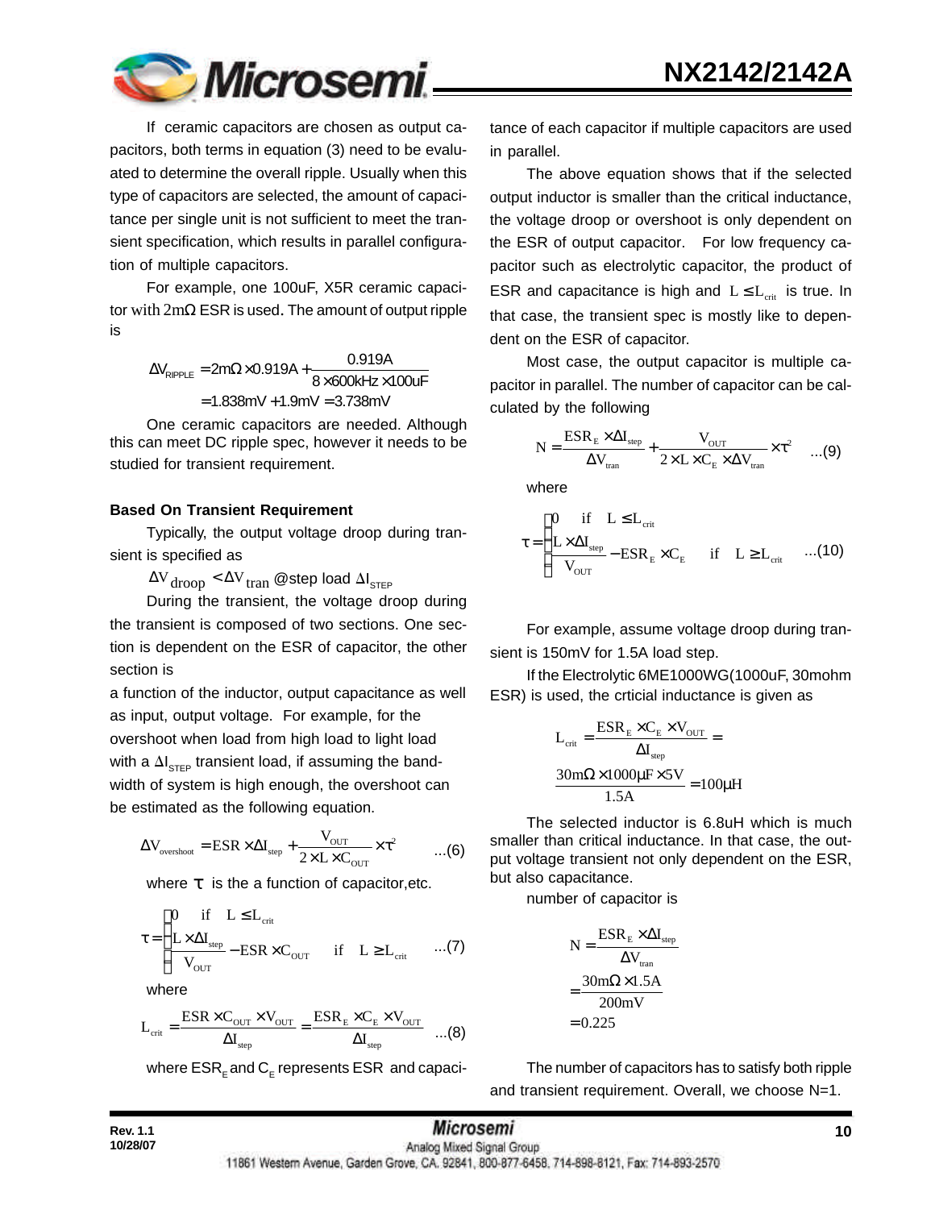If ceramic capacitors are chosen as output capacitors, both terms in equation (3) need to be evaluated to determine the overall ripple. Usually when this type of capacitors are selected, the amount of capacitance per single unit is not sufficient to meet the transient specification, which results in parallel configuration of multiple capacitors.

For example, one 100uF, X5R ceramic capacitor with 2mΩ ESR is used. The amount of output ripple is

$$\Delta V_{RIPPLE} = 2m\Omega \times 0.919A + \frac{0.919A}{8 \times 600kHz \times 100uF}$$
$$= 1.838mV + 1.9mV = 3.738mV$$

One ceramic capacitors are needed. Although this can meet DC ripple spec, however it needs to be studied for transient requirement.

**Based On Transient Requirement**

Typically, the output voltage droop during transient is specified as

$\Delta V_{droop} < \Delta V_{tran}$ @step load $\Delta I_{STEP}$

During the transient, the voltage droop during the transient is composed of two sections. One section is dependent on the ESR of capacitor, the other section is

a function of the inductor, output capacitance as well as input, output voltage. For example, for the overshoot when load from high load to light load with a $\Delta I_{STEP}$ transient load, if assuming the bandwidth of system is high enough, the overshoot can be estimated as the following equation.

$$\Delta V_{overshoot} = ESR \times \Delta I_{step} + \frac{V_{OUT}}{2 \times L \times C_{OUT}} \times \tau^2 \quad ...(6)$$

where $\tau$ is the a function of capacitor,etc.

$$\tau = \begin{cases} 0 & \text{if } L \leq L_{crit} \\ \dfrac{L \times \Delta I_{step}}{V_{OUT}} - ESR \times C_{OUT} & \text{if } L \geq L_{crit} \end{cases} \quad ...(7)$$

where

$$L_{crit} = \frac{ESR \times C_{OUT} \times V_{OUT}}{\Delta I_{step}} = \frac{ESR_E \times C_E \times V_{OUT}}{\Delta I_{step}} \quad ...(8)$$

where $ESR_E$ and $C_E$ represents ESR and capacitance of each capacitor if multiple capacitors are used in parallel.

The above equation shows that if the selected output inductor is smaller than the critical inductance, the voltage droop or overshoot is only dependent on the ESR of output capacitor. For low frequency capacitor such as electrolytic capacitor, the product of ESR and capacitance is high and $L \leq L_{crit}$ is true. In that case, the transient spec is mostly like to dependent on the ESR of capacitor.

Most case, the output capacitor is multiple capacitor in parallel. The number of capacitor can be calculated by the following

$$N = \frac{ESR_E \times \Delta I_{step}}{\Delta V_{tran}} + \frac{V_{OUT}}{2 \times L \times C_E \times \Delta V_{tran}} \times \tau^2 \quad ...(9)$$

where

$$\tau = \begin{cases} 0 & \text{if } L \leq L_{crit} \\ \dfrac{L \times \Delta I_{step}}{V_{OUT}} - ESR_E \times C_E & \text{if } L \geq L_{crit} \end{cases} \quad ...(10)$$

For example, assume voltage droop during transient is 150mV for 1.5A load step.

If the Electrolytic 6ME1000WG(1000uF, 30mohm ESR) is used, the crticial inductance is given as

$$L_{crit} = \frac{ESR_E \times C_E \times V_{OUT}}{\Delta I_{step}} =$$
$$\frac{30m\Omega \times 1000\mu F \times 5V}{1.5A} = 100\mu H$$

The selected inductor is 6.8uH which is much smaller than critical inductance. In that case, the output voltage transient not only dependent on the ESR, but also capacitance.

number of capacitor is

$$N = \frac{ESR_E \times \Delta I_{step}}{\Delta V_{tran}}$$
$$= \frac{30m\Omega \times 1.5A}{200mV}$$
$$= 0.225$$

The number of capacitors has to satisfy both ripple and transient requirement. Overall, we choose N=1.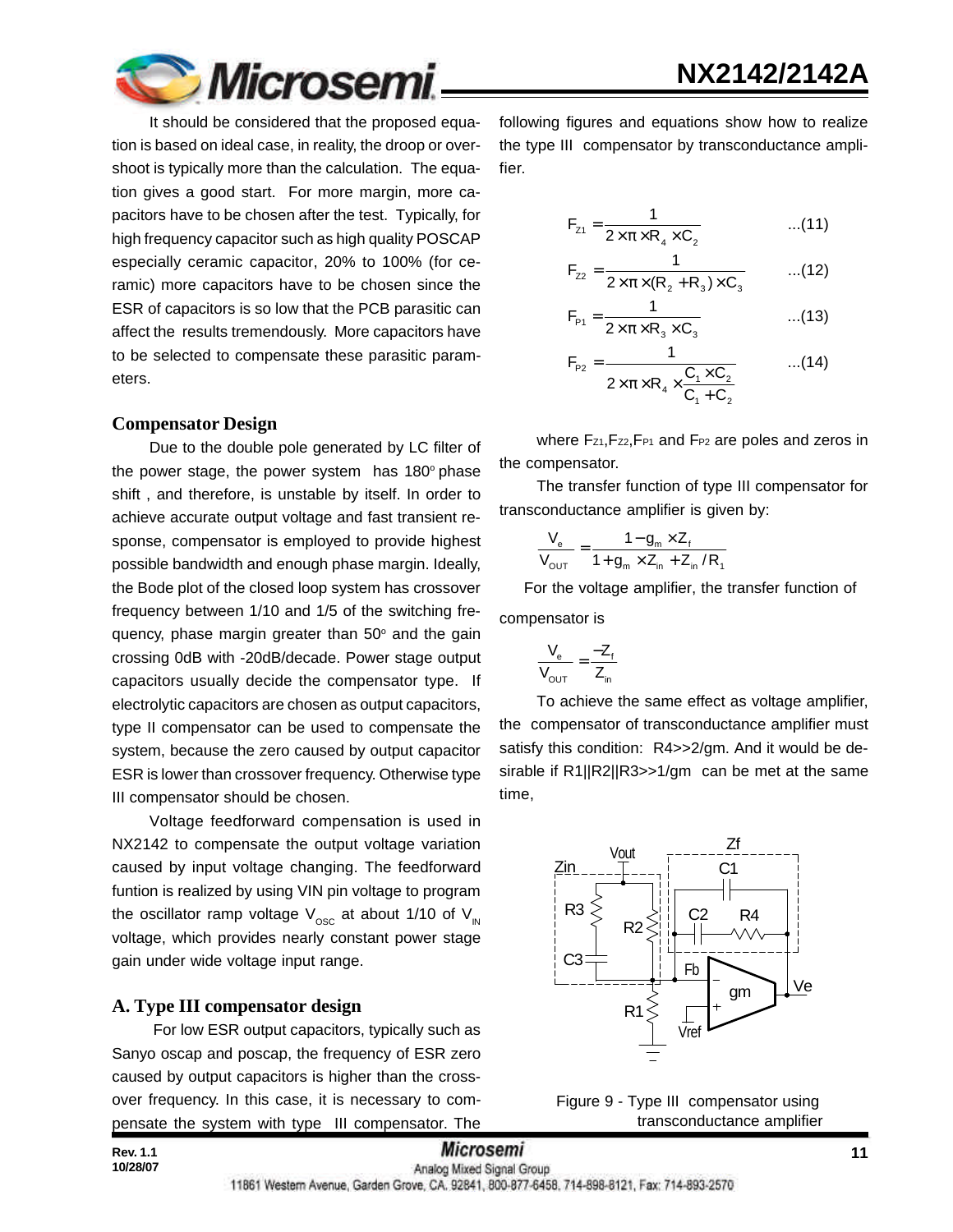It should be considered that the proposed equation is based on ideal case, in reality, the droop or overshoot is typically more than the calculation. The equation gives a good start. For more margin, more capacitors have to be chosen after the test. Typically, for high frequency capacitor such as high quality POSCAP especially ceramic capacitor, 20% to 100% (for ceramic) more capacitors have to be chosen since the ESR of capacitors is so low that the PCB parasitic can affect the results tremendously. More capacitors have to be selected to compensate these parasitic parameters.

## Compensator Design

Due to the double pole generated by LC filter of the power stage, the power system has 180$^o$ phase shift , and therefore, is unstable by itself. In order to achieve accurate output voltage and fast transient response, compensator is employed to provide highest possible bandwidth and enough phase margin. Ideally, the Bode plot of the closed loop system has crossover frequency between 1/10 and 1/5 of the switching frequency, phase margin greater than 50$^o$ and the gain crossing 0dB with -20dB/decade. Power stage output capacitors usually decide the compensator type. If electrolytic capacitors are chosen as output capacitors, type II compensator can be used to compensate the system, because the zero caused by output capacitor ESR is lower than crossover frequency. Otherwise type III compensator should be chosen.

Voltage feedforward compensation is used in NX2142 to compensate the output voltage variation caused by input voltage changing. The feedforward funtion is realized by using VIN pin voltage to program the oscillator ramp voltage $V_{OSC}$ at about 1/10 of $V_{IN}$ voltage, which provides nearly constant power stage gain under wide voltage input range.

### A. Type III compensator design

For low ESR output capacitors, typically such as Sanyo oscap and poscap, the frequency of ESR zero caused by output capacitors is higher than the crossover frequency. In this case, it is necessary to compensate the system with type III compensator. The following figures and equations show how to realize the type III compensator by transconductance amplifier.

$$F_{Z1} = \frac{1}{2 \times \pi \times R_4 \times C_2} \qquad ...(11)$$

$$F_{Z2} = \frac{1}{2 \times \pi \times (R_2 + R_3) \times C_3} \qquad ...(12)$$

$$F_{P1} = \frac{1}{2 \times \pi \times R_3 \times C_3} \qquad ...(13)$$

$$F_{P2} = \frac{1}{2 \times \pi \times R_4 \times \frac{C_1 \times C_2}{C_1 + C_2}} \qquad ...(14)$$

where $F_{Z1}$,$F_{Z2}$,$F_{P1}$ and $F_{P2}$ are poles and zeros in the compensator.

The transfer function of type III compensator for transconductance amplifier is given by:

$$\frac{V_e}{V_{OUT}} = \frac{1 - g_m \times Z_f}{1 + g_m \times Z_{in} + Z_{in} / R_1}$$

For the voltage amplifier, the transfer function of compensator is

$$\frac{V_e}{V_{OUT}} = \frac{-Z_f}{Z_{in}}$$

To achieve the same effect as voltage amplifier, the compensator of transconductance amplifier must satisfy this condition: R4>>2/gm. And it would be desirable if R1||R2||R3>>1/gm can be met at the same time,

Figure 9 - Type III compensator using transconductance amplifier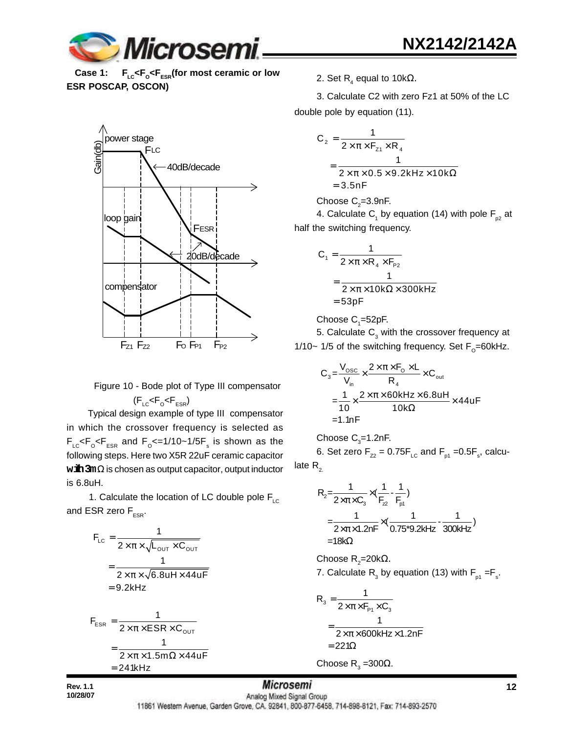**Case 1: $F_{LC}<F_O<F_{ESR}$(for most ceramic or low ESR POSCAP, OSCON)**

Figure 10 - Bode plot of Type III compensator ($F_{LC}<F_O<F_{ESR}$)

Typical design example of type III compensator in which the crossover frequency is selected as $F_{LC}<F_O<F_{ESR}$ and $F_O$<=1/10~1/5$F_s$ is shown as the following steps. Here two X5R 22uF ceramic capacitor with 3mΩ is chosen as output capacitor, output inductor is 6.8uH.

1. Calculate the location of LC double pole $F_{LC}$ and ESR zero $F_{ESR}$.

$$\begin{aligned} F_{LC} &= \frac{1}{2\times\pi\times\sqrt{L_{OUT}\times C_{OUT}}} \\ &= \frac{1}{2\times\pi\times\sqrt{6.8uH\times 44uF}} \\ &= 9.2kHz \end{aligned}$$

$$\begin{aligned} F_{ESR} &= \frac{1}{2\times\pi\times ESR\times C_{OUT}} \\ &= \frac{1}{2\times\pi\times 1.5m\Omega\times 44uF} \\ &= 241kHz \end{aligned}$$

2. Set $R_4$ equal to 10kΩ.

3. Calculate C2 with zero Fz1 at 50% of the LC double pole by equation (11).

$$\begin{aligned} C_2 &= \frac{1}{2\times\pi\times F_{Z1}\times R_4} \\ &= \frac{1}{2\times\pi\times 0.5\times 9.2kHz\times 10k\Omega} \\ &= 3.5nF \end{aligned}$$

Choose $C_2$=3.9nF.

4. Calculate $C_1$ by equation (14) with pole $F_{p2}$ at half the switching frequency.

$$\begin{aligned} C_1 &= \frac{1}{2\times\pi\times R_4\times F_{P2}} \\ &= \frac{1}{2\times\pi\times 10k\Omega\times 300kHz} \\ &= 53pF \end{aligned}$$

Choose $C_1$=52pF.

5. Calculate $C_3$ with the crossover frequency at 1/10~ 1/5 of the switching frequency. Set $F_O$=60kHz.

$$\begin{aligned} C_3 &= \frac{V_{OSC}}{V_{in}}\times\frac{2\times\pi\times F_O\times L}{R_4}\times C_{out} \\ &= \frac{1}{10}\times\frac{2\times\pi\times 60kHz\times 6.8uH}{10k\Omega}\times 44uF \\ &= 1.1nF \end{aligned}$$

Choose $C_3$=1.2nF.

6. Set zero $F_{Z2}$ = 0.75$F_{LC}$ and $F_{p1}$ =0.5$F_s$, calculate $R_2$.

$$\begin{aligned} R_2 &= \frac{1}{2\times\pi\times C_3}\times\left(\frac{1}{F_{z2}}-\frac{1}{F_{p1}}\right) \\ &= \frac{1}{2\times\pi\times 1.2nF}\times\left(\frac{1}{0.75*9.2kHz}-\frac{1}{300kHz}\right) \\ &= 18k\Omega \end{aligned}$$

Choose $R_2$=20kΩ.

7. Calculate $R_3$ by equation (13) with $F_{p1}$ =$F_s$.

$$\begin{aligned} R_3 &= \frac{1}{2\times\pi\times F_{P1}\times C_3} \\ &= \frac{1}{2\times\pi\times 600kHz\times 1.2nF} \\ &= 221\Omega \end{aligned}$$

Choose $R_3$ =300Ω.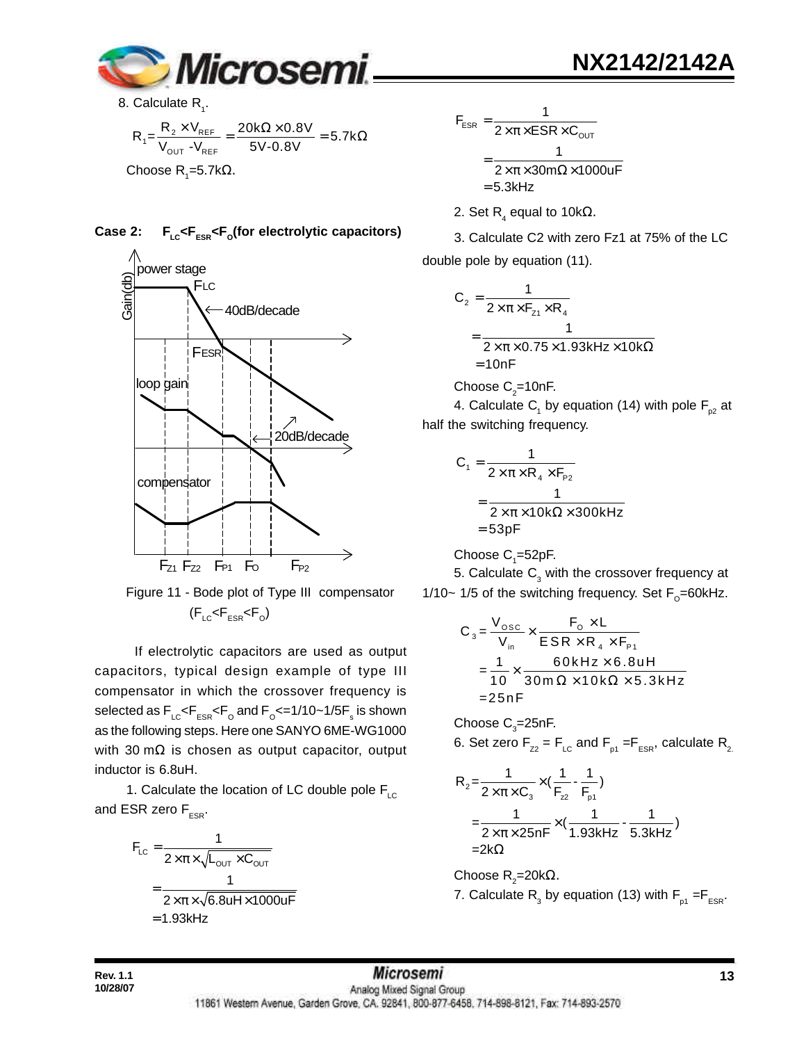8. Calculate $R_1$.

$$R_1 = \frac{R_2 \times V_{REF}}{V_{OUT} - V_{REF}} = \frac{20k\Omega \times 0.8V}{5V - 0.8V} = 5.7k\Omega$$

Choose $R_1$=5.7kΩ.

**Case 2: $F_{LC}$<$F_{ESR}$<$F_O$(for electrolytic capacitors)**

Figure 11 - Bode plot of Type III compensator ($F_{LC}$<$F_{ESR}$<$F_O$)

If electrolytic capacitors are used as output capacitors, typical design example of type III compensator in which the crossover frequency is selected as $F_{LC}$<$F_{ESR}$<$F_O$ and $F_O$<=1/10~1/5$F_s$ is shown as the following steps. Here one SANYO 6ME-WG1000 with 30 mΩ is chosen as output capacitor, output inductor is 6.8uH.

1. Calculate the location of LC double pole $F_{LC}$ and ESR zero $F_{ESR}$.

$$F_{LC} = \frac{1}{2 \times \pi \times \sqrt{L_{OUT} \times C_{OUT}}}$$
$$= \frac{1}{2 \times \pi \times \sqrt{6.8uH \times 1000uF}}$$
$$= 1.93kHz$$

$$F_{ESR} = \frac{1}{2 \times \pi \times ESR \times C_{OUT}}$$
$$= \frac{1}{2 \times \pi \times 30m\Omega \times 1000uF}$$
$$= 5.3kHz$$

2. Set $R_4$ equal to 10kΩ.

3. Calculate C2 with zero Fz1 at 75% of the LC double pole by equation (11).

$$C_2 = \frac{1}{2 \times \pi \times F_{Z1} \times R_4}$$
$$= \frac{1}{2 \times \pi \times 0.75 \times 1.93kHz \times 10k\Omega}$$
$$= 10nF$$

Choose $C_2$=10nF.

4. Calculate $C_1$ by equation (14) with pole $F_{p2}$ at half the switching frequency.

$$C_1 = \frac{1}{2 \times \pi \times R_4 \times F_{P2}}$$
$$= \frac{1}{2 \times \pi \times 10k\Omega \times 300kHz}$$
$$= 53pF$$

Choose $C_1$=52pF.

5. Calculate $C_3$ with the crossover frequency at 1/10~ 1/5 of the switching frequency. Set $F_O$=60kHz.

$$C_3 = \frac{V_{OSC}}{V_{in}} \times \frac{F_O \times L}{ESR \times R_4 \times F_{P1}}$$
$$= \frac{1}{10} \times \frac{60kHz \times 6.8uH}{30m\Omega \times 10k\Omega \times 5.3kHz}$$
$$= 25nF$$

Choose $C_3$=25nF.

6. Set zero $F_{Z2} = F_{LC}$ and $F_{p1} = F_{ESR}$, calculate $R_2$.

$$R_2 = \frac{1}{2 \times \pi \times C_3} \times \left(\frac{1}{F_{z2}} - \frac{1}{F_{p1}}\right)$$
$$= \frac{1}{2 \times \pi \times 25nF} \times \left(\frac{1}{1.93kHz} - \frac{1}{5.3kHz}\right)$$
$$= 2k\Omega$$

Choose $R_2$=20kΩ.

7. Calculate $R_3$ by equation (13) with $F_{p1} = F_{ESR}$.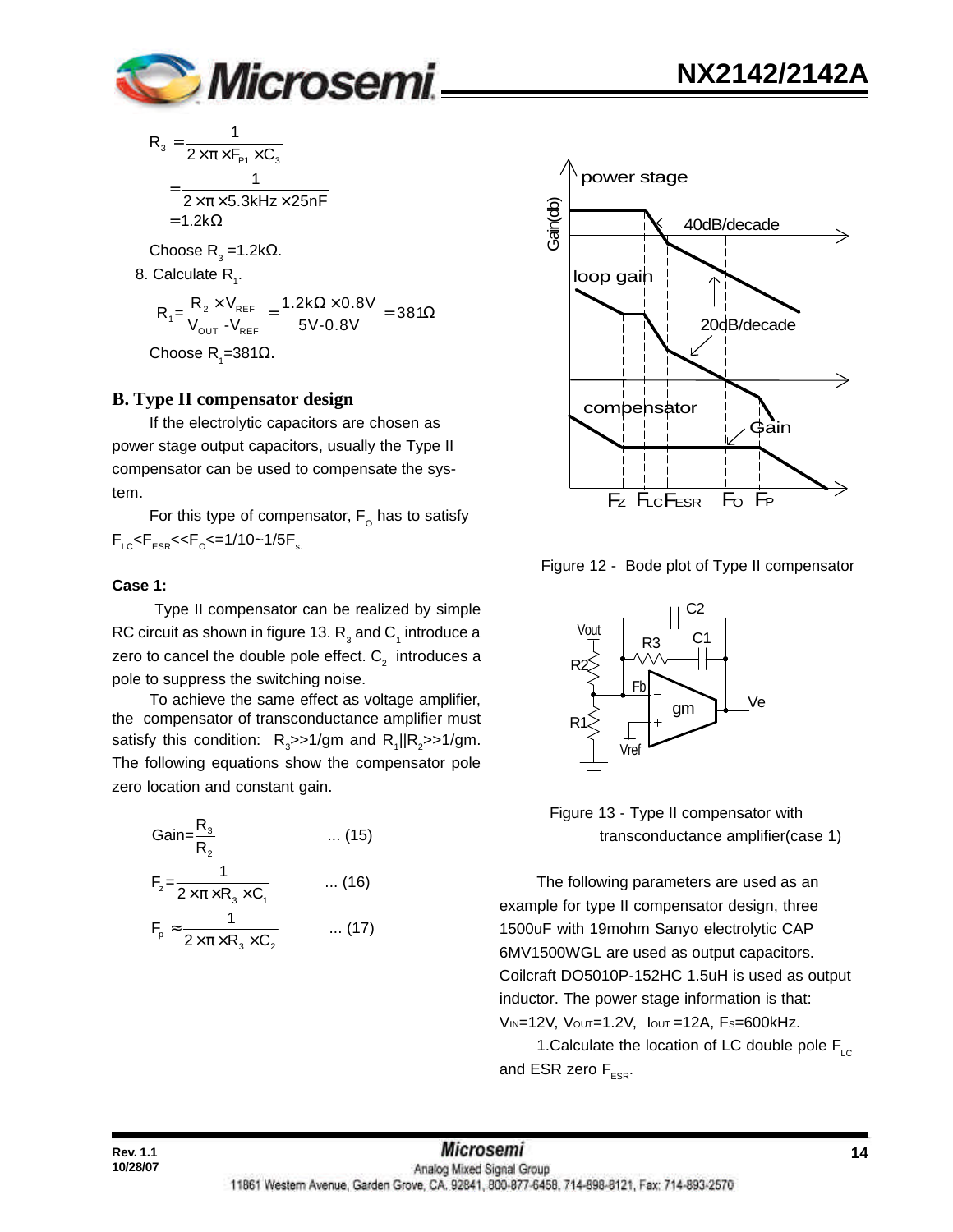$$R_3 = \frac{1}{2 \times \pi \times F_{P1} \times C_3}$$

$$= \frac{1}{2 \times \pi \times 5.3\text{kHz} \times 25\text{nF}}$$

$$= 1.2\text{k}\Omega$$

Choose $R_3$ =1.2kΩ.

8. Calculate $R_1$.

$$R_1 = \frac{R_2 \times V_{REF}}{V_{OUT} - V_{REF}} = \frac{1.2\text{k}\Omega \times 0.8\text{V}}{5\text{V} - 0.8\text{V}} = 381\Omega$$

Choose $R_1$=381Ω.

## B. Type II compensator design

If the electrolytic capacitors are chosen as power stage output capacitors, usually the Type II compensator can be used to compensate the system.

For this type of compensator, $F_O$ has to satisfy $F_{LC}<F_{ESR}<<F_O<=1/10\sim1/5F_s$.

**Case 1:**

Type II compensator can be realized by simple RC circuit as shown in figure 13. $R_3$ and $C_1$ introduce a zero to cancel the double pole effect. $C_2$ introduces a pole to suppress the switching noise.

To achieve the same effect as voltage amplifier, the compensator of transconductance amplifier must satisfy this condition: $R_3$>>1/gm and $R_1||R_2$>>1/gm. The following equations show the compensator pole zero location and constant gain.

$$\text{Gain} = \frac{R_3}{R_2} \quad \text{... (15)}$$

$$F_z = \frac{1}{2 \times \pi \times R_3 \times C_1} \quad \text{... (16)}$$

$$F_p \approx \frac{1}{2 \times \pi \times R_3 \times C_2} \quad \text{... (17)}$$

Figure 12 - Bode plot of Type II compensator

Figure 13 - Type II compensator with transconductance amplifier(case 1)

The following parameters are used as an example for type II compensator design, three 1500uF with 19mohm Sanyo electrolytic CAP 6MV1500WGL are used as output capacitors. Coilcraft DO5010P-152HC 1.5uH is used as output inductor. The power stage information is that: $V_{IN}$=12V, $V_{OUT}$=1.2V, $I_{OUT}$ =12A, $F_S$=600kHz.

1.Calculate the location of LC double pole $F_{LC}$ and ESR zero $F_{ESR}$.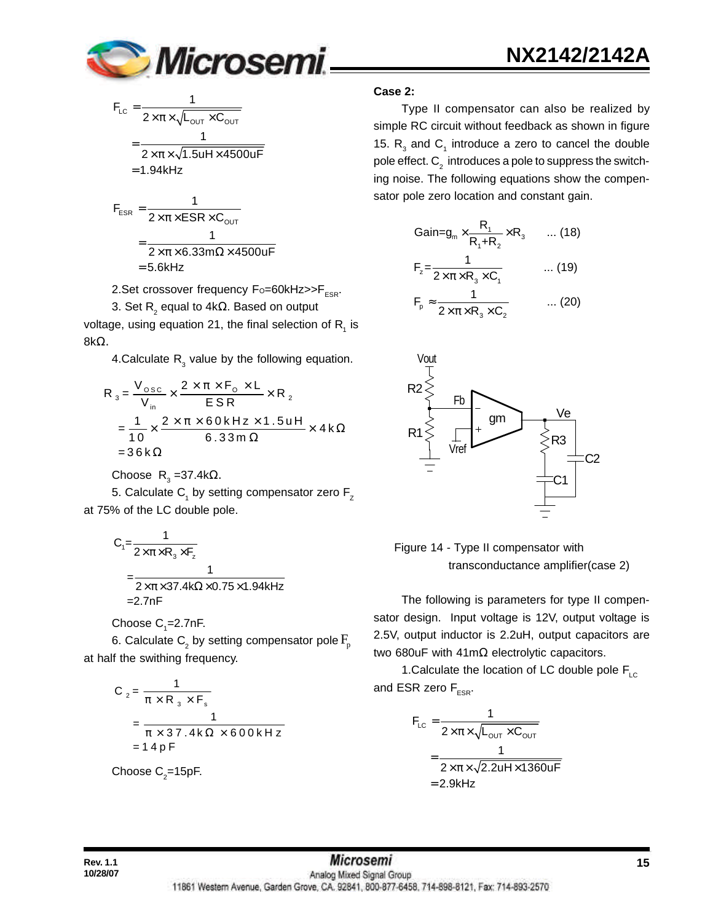$$F_{LC} = \frac{1}{2 \times \pi \times \sqrt{L_{OUT} \times C_{OUT}}}$$
$$= \frac{1}{2 \times \pi \times \sqrt{1.5uH \times 4500uF}}$$
$$= 1.94kHz$$

$$F_{ESR} = \frac{1}{2 \times \pi \times ESR \times C_{OUT}}$$
$$= \frac{1}{2 \times \pi \times 6.33m\Omega \times 4500uF}$$
$$= 5.6kHz$$

2.Set crossover frequency $F_O$=60kHz>>$F_{ESR}$.

3. Set $R_2$ equal to 4kΩ. Based on output voltage, using equation 21, the final selection of $R_1$ is 8kΩ.

4.Calculate $R_3$ value by the following equation.

$$R_3 = \frac{V_{OSC}}{V_{in}} \times \frac{2 \times \pi \times F_O \times L}{ESR} \times R_2$$
$$= \frac{1}{10} \times \frac{2 \times \pi \times 60kHz \times 1.5uH}{6.33m\Omega} \times 4k\Omega$$
$$= 36k\Omega$$

Choose $R_3$ =37.4kΩ.

5. Calculate $C_1$ by setting compensator zero $F_Z$ at 75% of the LC double pole.

$$C_1 = \frac{1}{2 \times \pi \times R_3 \times F_z}$$
$$= \frac{1}{2 \times \pi \times 37.4k\Omega \times 0.75 \times 1.94kHz}$$
$$= 2.7nF$$

Choose $C_1$=2.7nF.

6. Calculate $C_2$ by setting compensator pole $F_p$ at half the swithing frequency.

$$C_2 = \frac{1}{\pi \times R_3 \times F_s}$$
$$= \frac{1}{\pi \times 37.4k\Omega \times 600kHz}$$
$$= 14pF$$

Choose $C_2$=15pF.

**Case 2:**

Type II compensator can also be realized by simple RC circuit without feedback as shown in figure 15. $R_3$ and $C_1$ introduce a zero to cancel the double pole effect. $C_2$ introduces a pole to suppress the switching noise. The following equations show the compensator pole zero location and constant gain.

$$Gain = g_m \times \frac{R_1}{R_1 + R_2} \times R_3 \quad ... (18)$$

$$F_z = \frac{1}{2 \times \pi \times R_3 \times C_1} \quad ... (19)$$

$$F_p \approx \frac{1}{2 \times \pi \times R_3 \times C_2} \quad ... (20)$$

Figure 14 - Type II compensator with transconductance amplifier(case 2)

The following is parameters for type II compensator design. Input voltage is 12V, output voltage is 2.5V, output inductor is 2.2uH, output capacitors are two 680uF with 41mΩ electrolytic capacitors.

1.Calculate the location of LC double pole $F_{LC}$ and ESR zero $F_{ESR}$.

$$F_{LC} = \frac{1}{2 \times \pi \times \sqrt{L_{OUT} \times C_{OUT}}}$$
$$= \frac{1}{2 \times \pi \times \sqrt{2.2uH \times 1360uF}}$$
$$= 2.9kHz$$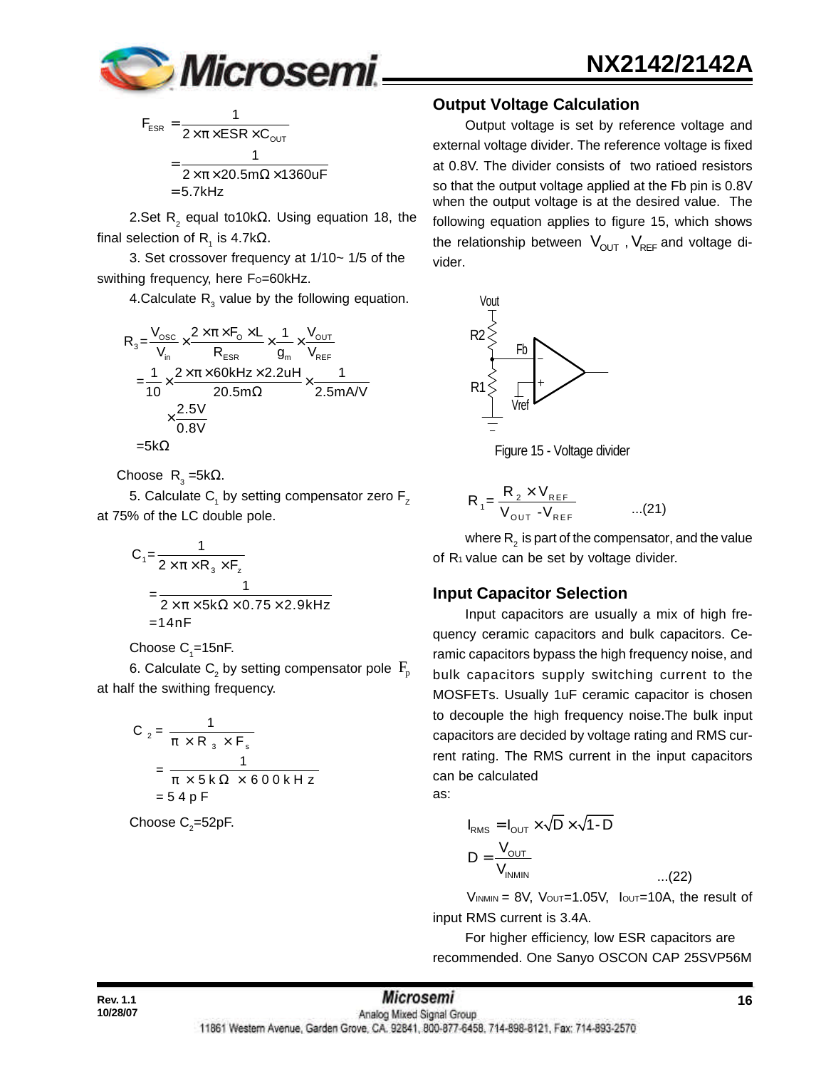$$F_{ESR} = \frac{1}{2\times\pi\times ESR\times C_{OUT}}$$
$$= \frac{1}{2\times\pi\times 20.5m\Omega\times 1360uF}$$
$$= 5.7kHz$$

2.Set $R_2$ equal to10kΩ. Using equation 18, the final selection of $R_1$ is 4.7kΩ.

3. Set crossover frequency at 1/10~ 1/5 of the swithing frequency, here $F_O$=60kHz.

4.Calculate $R_3$ value by the following equation.

$$R_3 = \frac{V_{OSC}}{V_{in}}\times\frac{2\times\pi\times F_O\times L}{R_{ESR}}\times\frac{1}{g_m}\times\frac{V_{OUT}}{V_{REF}}$$
$$= \frac{1}{10}\times\frac{2\times\pi\times 60kHz\times 2.2uH}{20.5m\Omega}\times\frac{1}{2.5mA/V}\times\frac{2.5V}{0.8V}$$
$$= 5k\Omega$$

Choose $R_3$ =5kΩ.

5. Calculate $C_1$ by setting compensator zero $F_Z$ at 75% of the LC double pole.

$$C_1 = \frac{1}{2\times\pi\times R_3\times F_z}$$
$$= \frac{1}{2\times\pi\times 5k\Omega\times 0.75\times 2.9kHz}$$
$$= 14nF$$

Choose $C_1$=15nF.

6. Calculate $C_2$ by setting compensator pole $F_p$ at half the swithing frequency.

$$C_2 = \frac{1}{\pi\times R_3\times F_s}$$
$$= \frac{1}{\pi\times 5k\Omega\times 600kHz}$$
$$= 54pF$$

Choose $C_2$=52pF.

## Output Voltage Calculation

Output voltage is set by reference voltage and external voltage divider. The reference voltage is fixed at 0.8V. The divider consists of two ratioed resistors so that the output voltage applied at the Fb pin is 0.8V when the output voltage is at the desired value. The following equation applies to figure 15, which shows the relationship between $V_{OUT}$ , $V_{REF}$ and voltage divider.

Figure 15 - Voltage divider

$$R_1 = \frac{R_2\times V_{REF}}{V_{OUT} - V_{REF}} \quad ...(21)$$

where $R_2$ is part of the compensator, and the value of $R_1$ value can be set by voltage divider.

## Input Capacitor Selection

Input capacitors are usually a mix of high frequency ceramic capacitors and bulk capacitors. Ceramic capacitors bypass the high frequency noise, and bulk capacitors supply switching current to the MOSFETs. Usually 1uF ceramic capacitor is chosen to decouple the high frequency noise.The bulk input capacitors are decided by voltage rating and RMS current rating. The RMS current in the input capacitors can be calculated as:

$$I_{RMS} = I_{OUT}\times\sqrt{D}\times\sqrt{1-D}$$
$$D = \frac{V_{OUT}}{V_{INMIN}} \quad ...(22)$$

$V_{INMIN}$ = 8V, $V_{OUT}$=1.05V, $I_{OUT}$=10A, the result of input RMS current is 3.4A.

For higher efficiency, low ESR capacitors are recommended. One Sanyo OSCON CAP 25SVP56M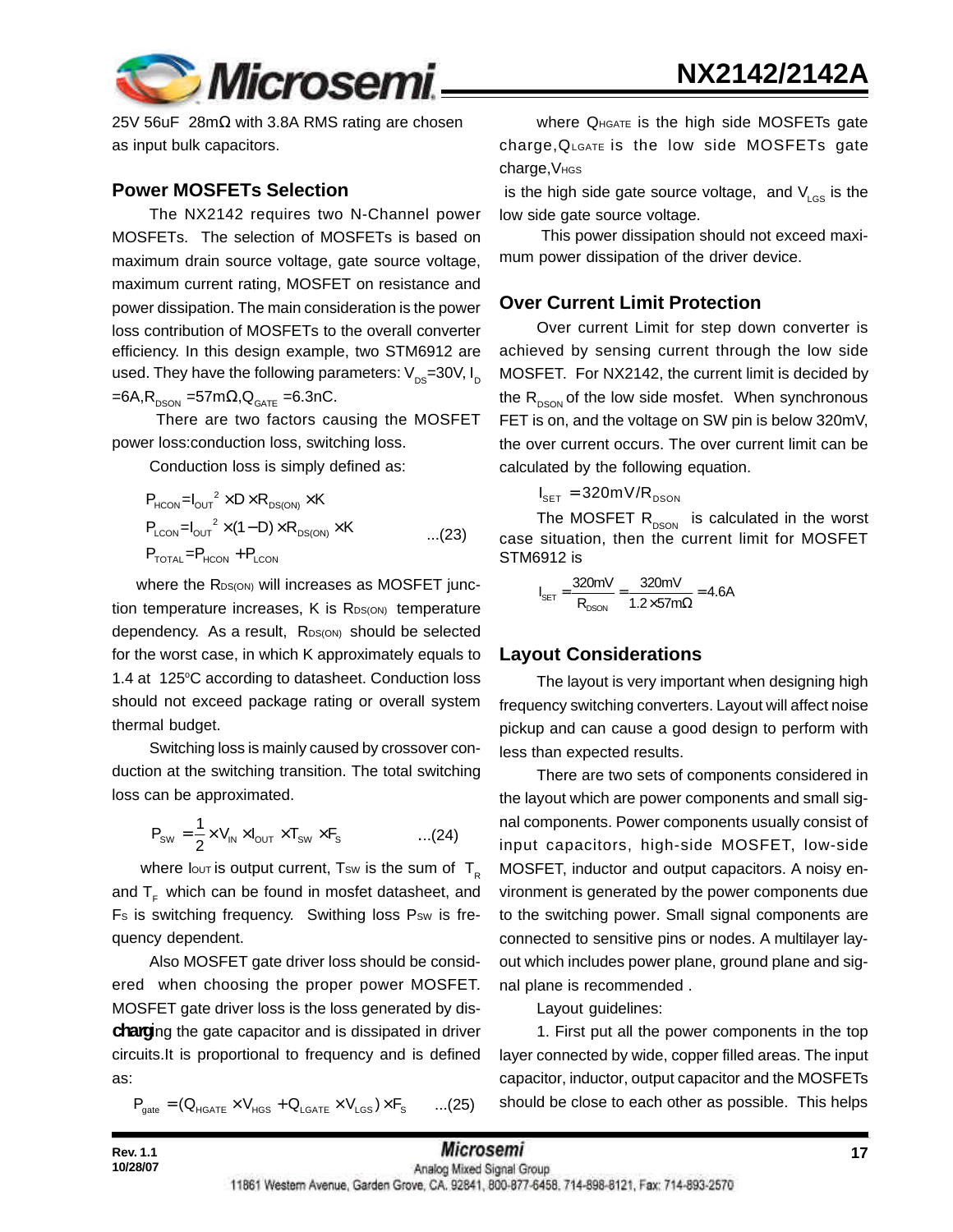25V 56uF 28mΩ with 3.8A RMS rating are chosen as input bulk capacitors.

## Power MOSFETs Selection

The NX2142 requires two N-Channel power MOSFETs. The selection of MOSFETs is based on maximum drain source voltage, gate source voltage, maximum current rating, MOSFET on resistance and power dissipation. The main consideration is the power loss contribution of MOSFETs to the overall converter efficiency. In this design example, two STM6912 are used. They have the following parameters: $V_{DS}$=30V, $I_D$ =6A,$R_{DSON}$ =57mΩ,$Q_{GATE}$ =6.3nC.

There are two factors causing the MOSFET power loss:conduction loss, switching loss.

Conduction loss is simply defined as:

$$P_{HCON}=I_{OUT}^2 \times D \times R_{DS(ON)} \times K$$
$$P_{LCON}=I_{OUT}^2 \times (1-D) \times R_{DS(ON)} \times K \qquad ...(23)$$
$$P_{TOTAL}=P_{HCON}+P_{LCON}$$

where the $R_{DS(ON)}$ will increases as MOSFET junction temperature increases, K is $R_{DS(ON)}$ temperature dependency. As a result, $R_{DS(ON)}$ should be selected for the worst case, in which K approximately equals to 1.4 at 125°C according to datasheet. Conduction loss should not exceed package rating or overall system thermal budget.

Switching loss is mainly caused by crossover conduction at the switching transition. The total switching loss can be approximated.

$$P_{SW}=\frac{1}{2}\times V_{IN}\times I_{OUT}\times T_{SW}\times F_S \qquad ...(24)$$

where $I_{OUT}$ is output current, $T_{SW}$ is the sum of $T_R$ and $T_F$ which can be found in mosfet datasheet, and $F_S$ is switching frequency. Swithing loss $P_{SW}$ is frequency dependent.

Also MOSFET gate driver loss should be considered when choosing the proper power MOSFET. MOSFET gate driver loss is the loss generated by discharging the gate capacitor and is dissipated in driver circuits.It is proportional to frequency and is defined as:

$$P_{gate}=(Q_{HGATE}\times V_{HGS}+Q_{LGATE}\times V_{LGS})\times F_S \qquad ...(25)$$

where $Q_{HGATE}$ is the high side MOSFETs gate charge,$Q_{LGATE}$ is the low side MOSFETs gate charge,$V_{HGS}$ is the high side gate source voltage, and $V_{LGS}$ is the low side gate source voltage.

This power dissipation should not exceed maximum power dissipation of the driver device.

## Over Current Limit Protection

Over current Limit for step down converter is achieved by sensing current through the low side MOSFET. For NX2142, the current limit is decided by the $R_{DSON}$ of the low side mosfet. When synchronous FET is on, and the voltage on SW pin is below 320mV, the over current occurs. The over current limit can be calculated by the following equation.

$$I_{SET}=320mV/R_{DSON}$$

The MOSFET $R_{DSON}$ is calculated in the worst case situation, then the current limit for MOSFET STM6912 is

$$I_{SET}=\frac{320mV}{R_{DSON}}=\frac{320mV}{1.2\times 57m\Omega}=4.6A$$

## Layout Considerations

The layout is very important when designing high frequency switching converters. Layout will affect noise pickup and can cause a good design to perform with less than expected results.

There are two sets of components considered in the layout which are power components and small signal components. Power components usually consist of input capacitors, high-side MOSFET, low-side MOSFET, inductor and output capacitors. A noisy environment is generated by the power components due to the switching power. Small signal components are connected to sensitive pins or nodes. A multilayer layout which includes power plane, ground plane and signal plane is recommended .

Layout guidelines:

1. First put all the power components in the top layer connected by wide, copper filled areas. The input capacitor, inductor, output capacitor and the MOSFETs should be close to each other as possible. This helps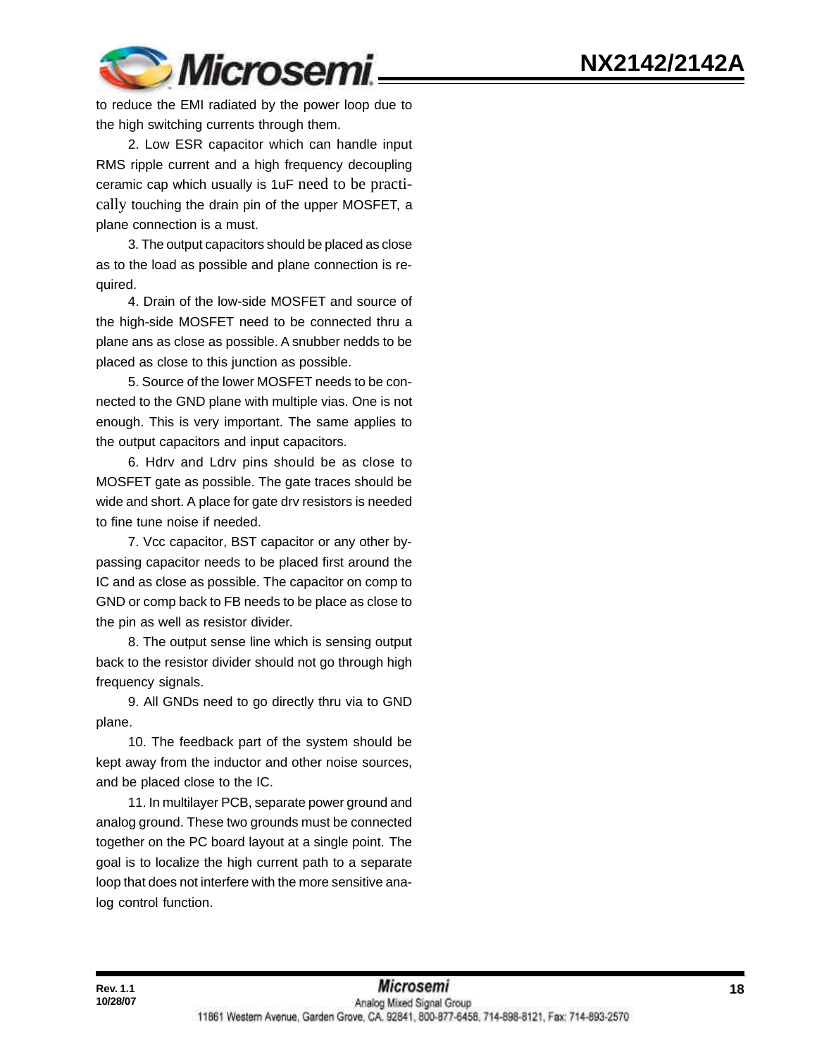to reduce the EMI radiated by the power loop due to the high switching currents through them.

2. Low ESR capacitor which can handle input RMS ripple current and a high frequency decoupling ceramic cap which usually is 1uF need to be practically touching the drain pin of the upper MOSFET, a plane connection is a must.

3. The output capacitors should be placed as close as to the load as possible and plane connection is required.

4. Drain of the low-side MOSFET and source of the high-side MOSFET need to be connected thru a plane ans as close as possible. A snubber nedds to be placed as close to this junction as possible.

5. Source of the lower MOSFET needs to be connected to the GND plane with multiple vias. One is not enough. This is very important. The same applies to the output capacitors and input capacitors.

6. Hdrv and Ldrv pins should be as close to MOSFET gate as possible. The gate traces should be wide and short. A place for gate drv resistors is needed to fine tune noise if needed.

7. Vcc capacitor, BST capacitor or any other bypassing capacitor needs to be placed first around the IC and as close as possible. The capacitor on comp to GND or comp back to FB needs to be place as close to the pin as well as resistor divider.

8. The output sense line which is sensing output back to the resistor divider should not go through high frequency signals.

9. All GNDs need to go directly thru via to GND plane.

10. The feedback part of the system should be kept away from the inductor and other noise sources, and be placed close to the IC.

11. In multilayer PCB, separate power ground and analog ground. These two grounds must be connected together on the PC board layout at a single point. The goal is to localize the high current path to a separate loop that does not interfere with the more sensitive analog control function.